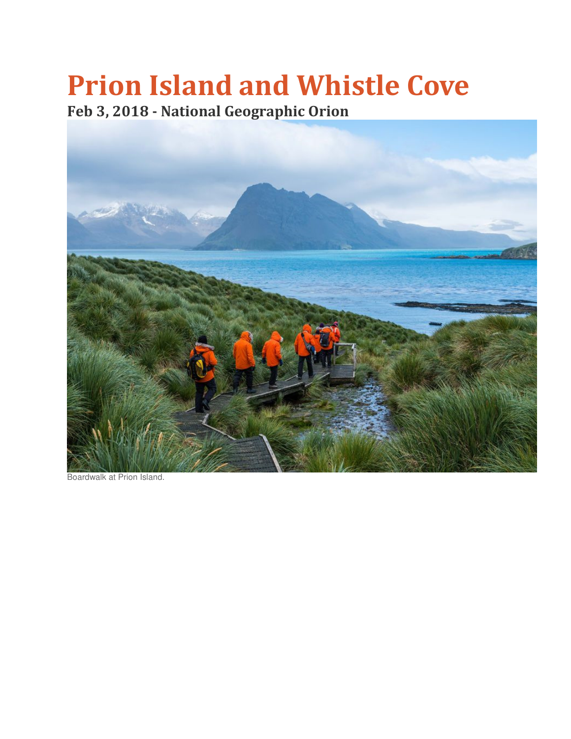# Prion Island and Whistle Cove

## Feb 3, 2018 - National Geographic Orion

Boardwalk at Prion Island.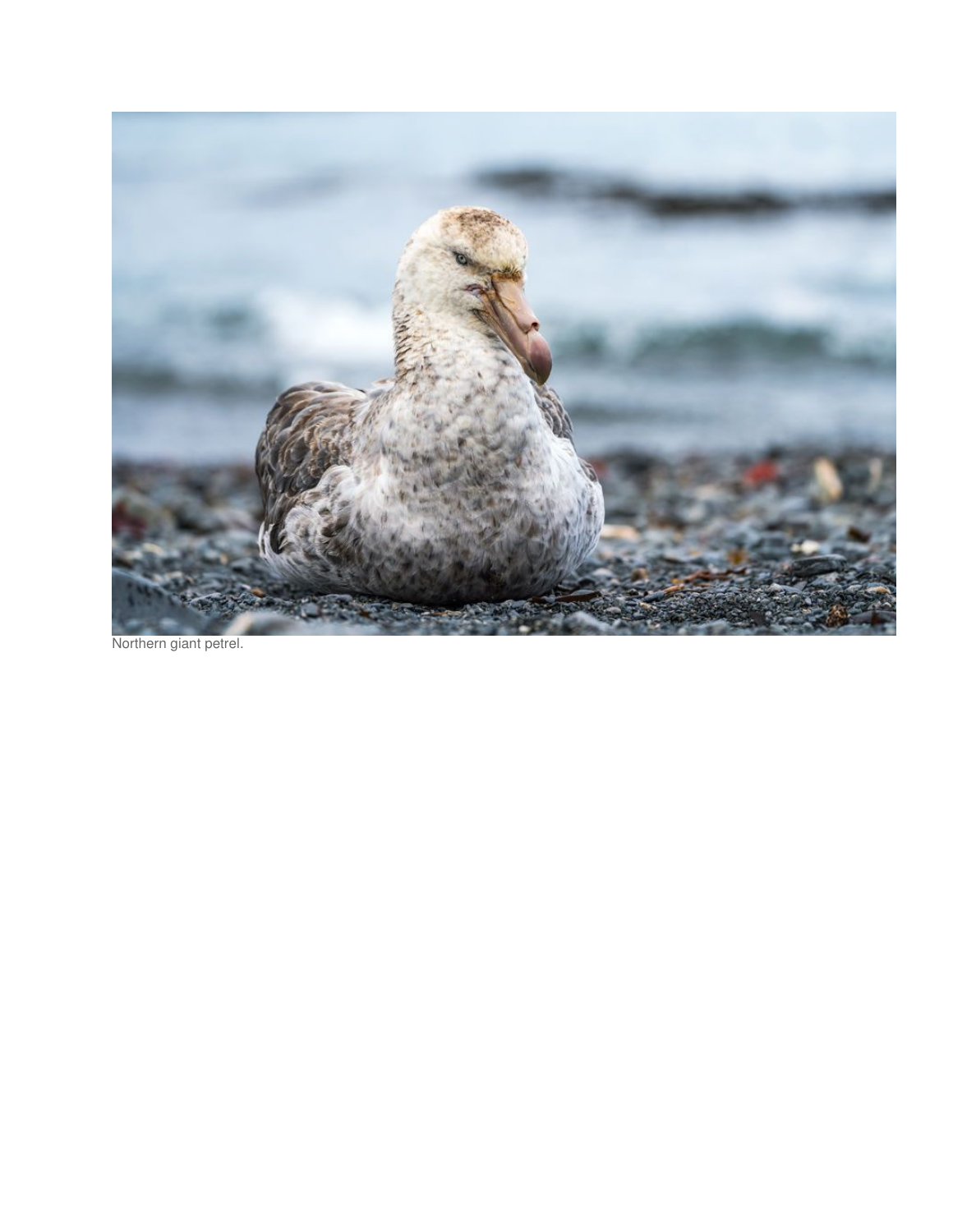Northern giant petrel.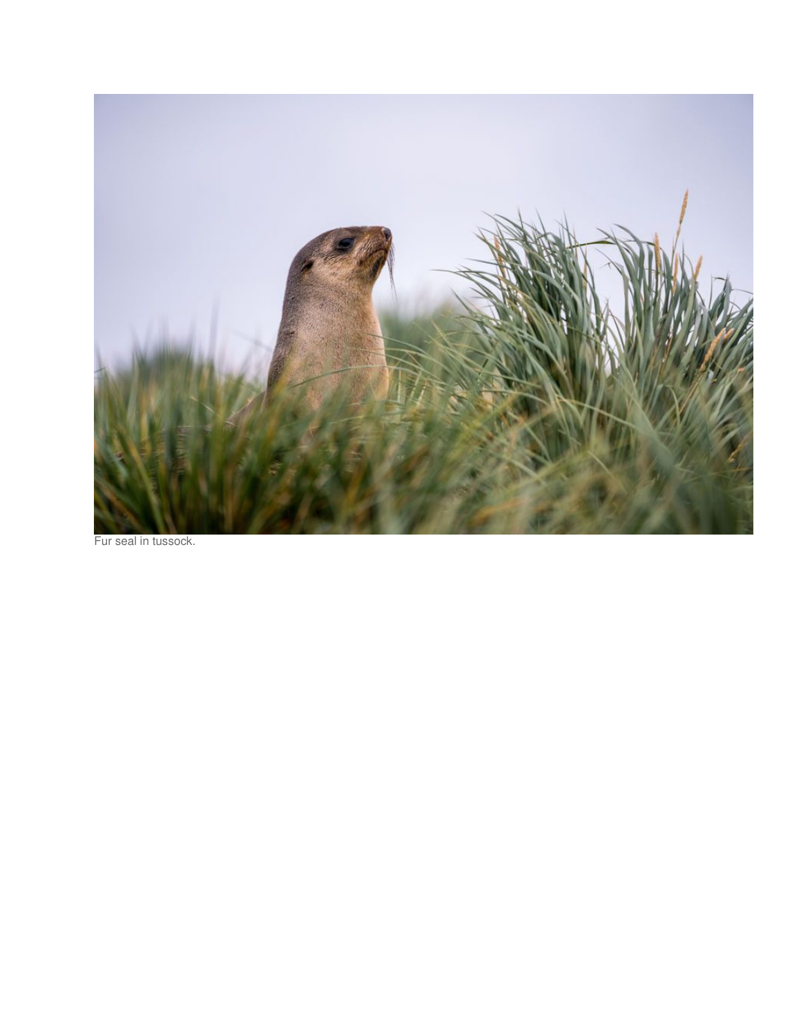Fur seal in tussock.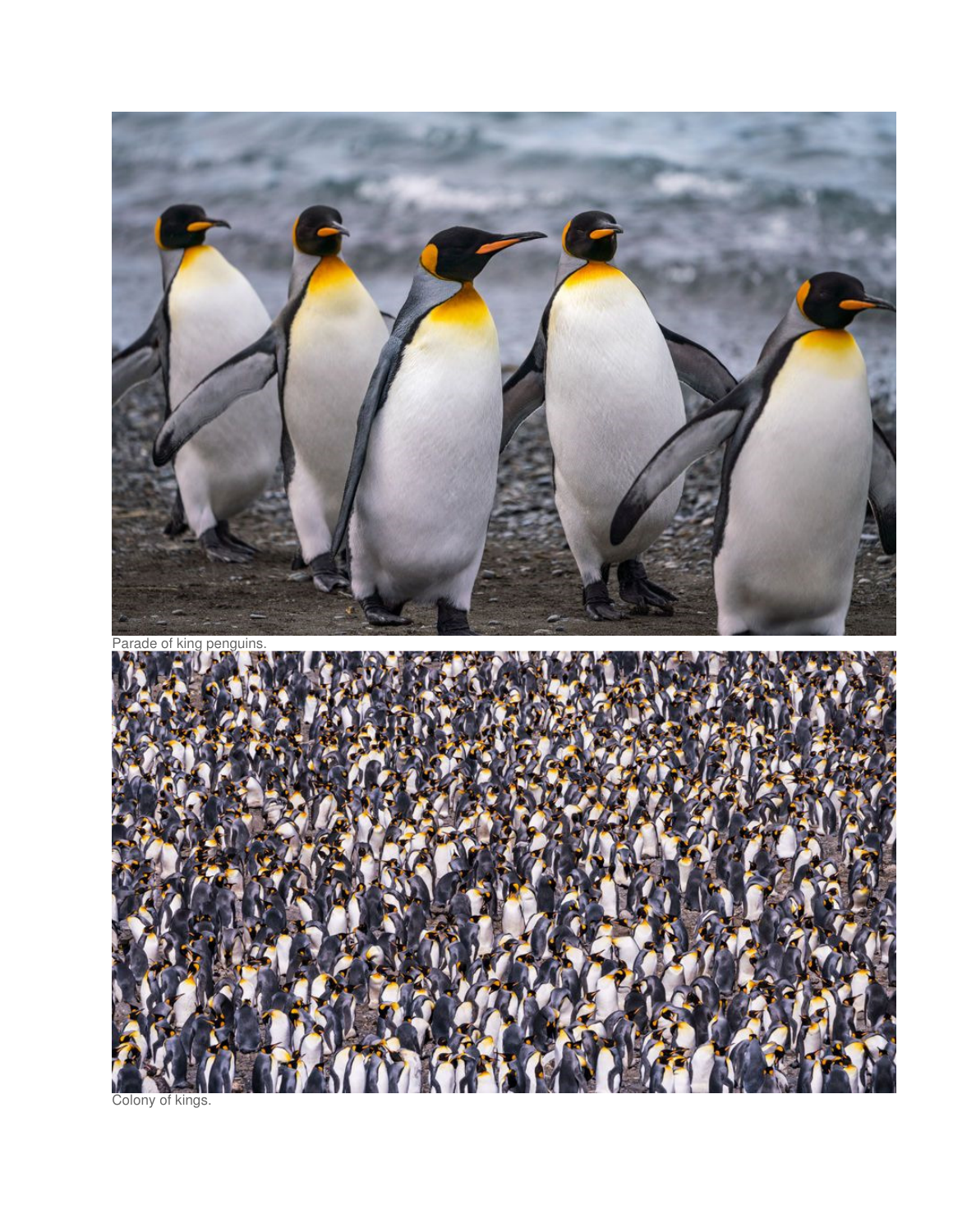Parade of king penguins.

Colony of kings.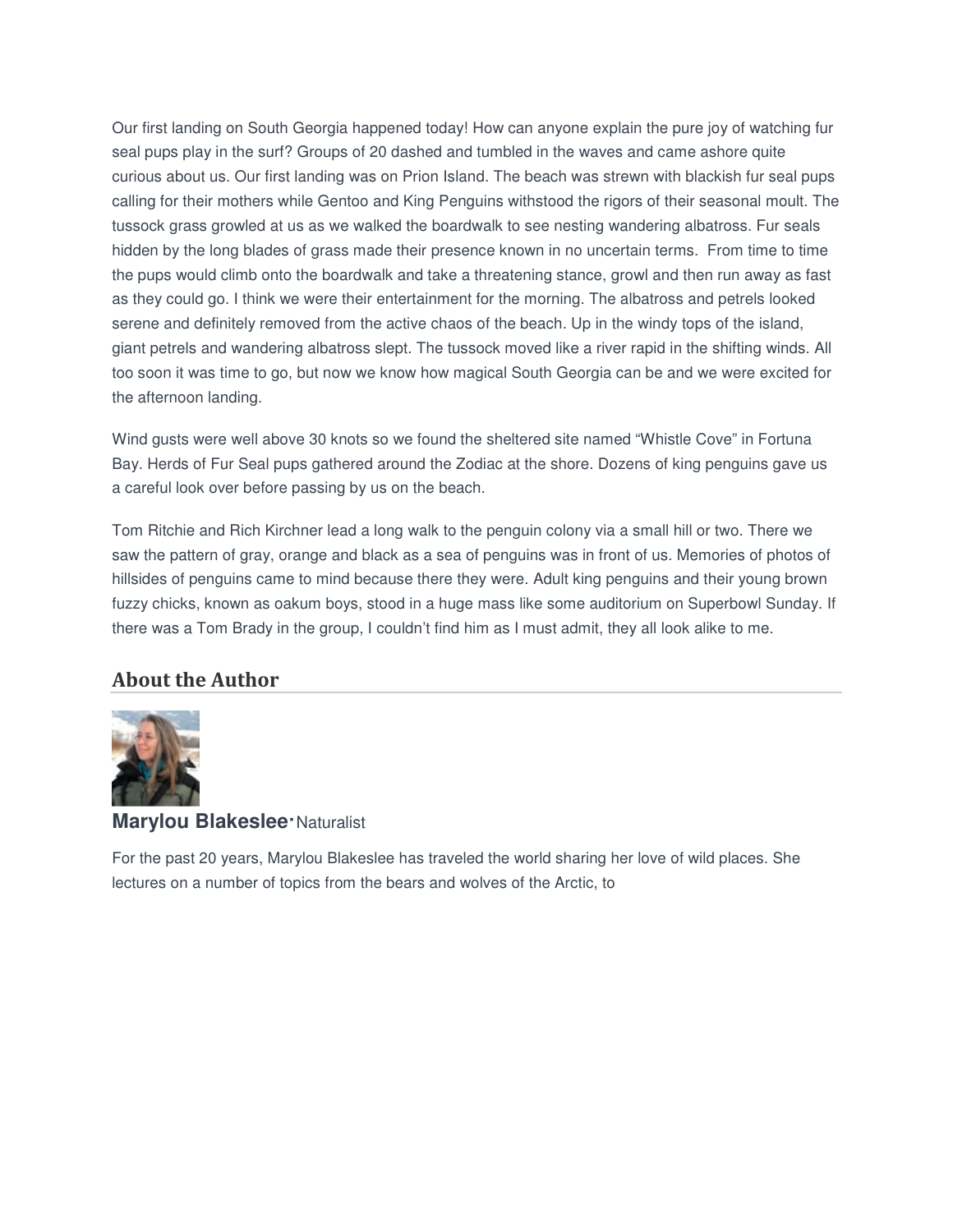Our first landing on South Georgia happened today! How can anyone explain the pure joy of watching fur seal pups play in the surf? Groups of 20 dashed and tumbled in the waves and came ashore quite curious about us. Our first landing was on Prion Island. The beach was strewn with blackish fur seal pups calling for their mothers while Gentoo and King Penguins withstood the rigors of their seasonal moult. The tussock grass growled at us as we walked the boardwalk to see nesting wandering albatross. Fur seals hidden by the long blades of grass made their presence known in no uncertain terms. From time to time the pups would climb onto the boardwalk and take a threatening stance, growl and then run away as fast as they could go. I think we were their entertainment for the morning. The albatross and petrels looked serene and definitely removed from the active chaos of the beach. Up in the windy tops of the island, giant petrels and wandering albatross slept. The tussock moved like a river rapid in the shifting winds. All too soon it was time to go, but now we know how magical South Georgia can be and we were excited for the afternoon landing.

Wind gusts were well above 30 knots so we found the sheltered site named "Whistle Cove" in Fortuna Bay. Herds of Fur Seal pups gathered around the Zodiac at the shore. Dozens of king penguins gave us a careful look over before passing by us on the beach.

Tom Ritchie and Rich Kirchner lead a long walk to the penguin colony via a small hill or two. There we saw the pattern of gray, orange and black as a sea of penguins was in front of us. Memories of photos of hillsides of penguins came to mind because there they were. Adult king penguins and their young brown fuzzy chicks, known as oakum boys, stood in a huge mass like some auditorium on Superbowl Sunday. If there was a Tom Brady in the group, I couldn't find him as I must admit, they all look alike to me.

## About the Author

**Marylou Blakeslee**· Naturalist

For the past 20 years, Marylou Blakeslee has traveled the world sharing her love of wild places. She lectures on a number of topics from the bears and wolves of the Arctic, to